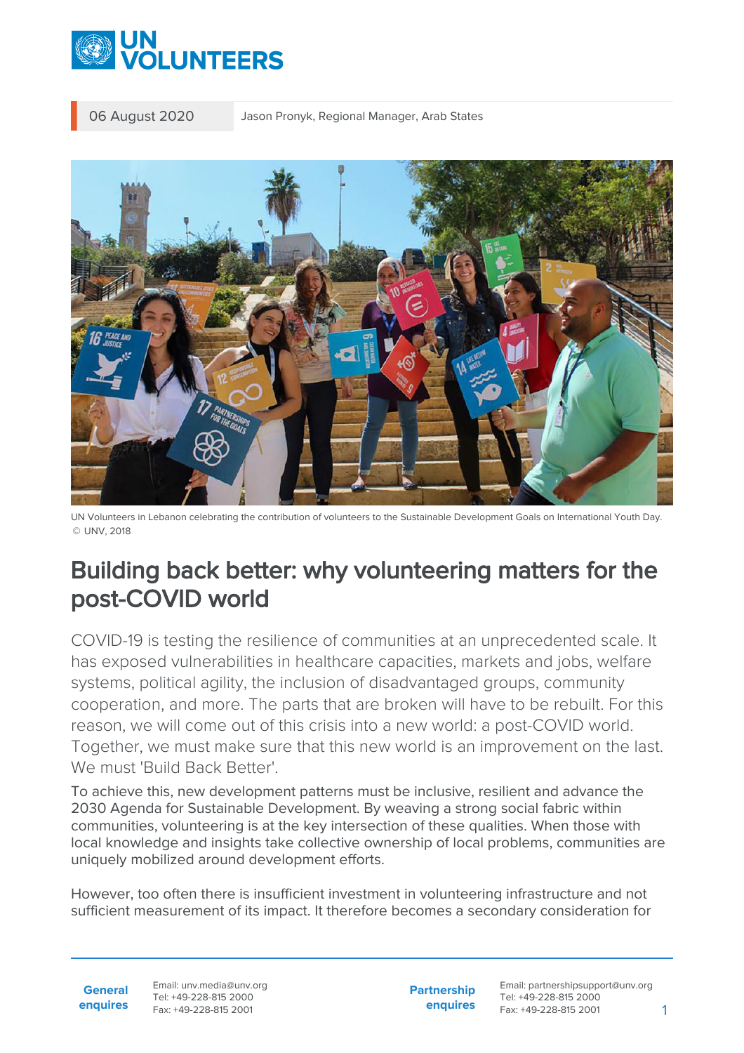06 August 2020 | Jason Pronyk, Regional Manager, Arab States

UN Volunteers in Lebanon celebrating the contribution of volunteers to the Sustainable Development Goals on International Youth Day. © UNV, 2018

# Building back better: why volunteering matters for the post-COVID world

COVID-19 is testing the resilience of communities at an unprecedented scale. It has exposed vulnerabilities in healthcare capacities, markets and jobs, welfare systems, political agility, the inclusion of disadvantaged groups, community cooperation, and more. The parts that are broken will have to be rebuilt. For this reason, we will come out of this crisis into a new world: a post-COVID world. Together, we must make sure that this new world is an improvement on the last. We must 'Build Back Better'.

To achieve this, new development patterns must be inclusive, resilient and advance the 2030 Agenda for Sustainable Development. By weaving a strong social fabric within communities, volunteering is at the key intersection of these qualities. When those with local knowledge and insights take collective ownership of local problems, communities are uniquely mobilized around development efforts.

However, too often there is insufficient investment in volunteering infrastructure and not sufficient measurement of its impact. It therefore becomes a secondary consideration for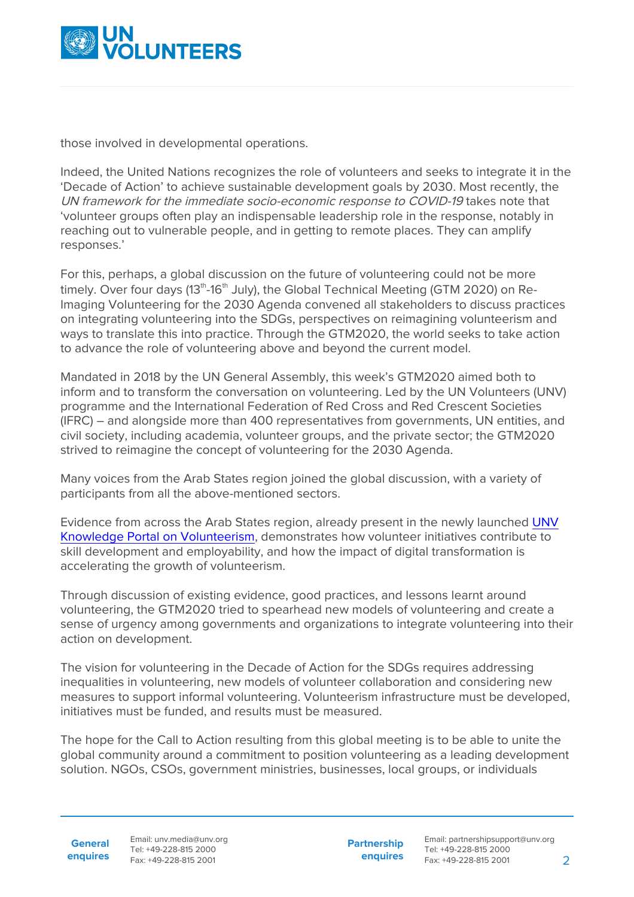those involved in developmental operations.

Indeed, the United Nations recognizes the role of volunteers and seeks to integrate it in the 'Decade of Action' to achieve sustainable development goals by 2030. Most recently, the *UN framework for the immediate socio-economic response to COVID-19* takes note that 'volunteer groups often play an indispensable leadership role in the response, notably in reaching out to vulnerable people, and in getting to remote places. They can amplify responses.'

For this, perhaps, a global discussion on the future of volunteering could not be more timely. Over four days (13th-16th July), the Global Technical Meeting (GTM 2020) on Re-Imaging Volunteering for the 2030 Agenda convened all stakeholders to discuss practices on integrating volunteering into the SDGs, perspectives on reimagining volunteerism and ways to translate this into practice. Through the GTM2020, the world seeks to take action to advance the role of volunteering above and beyond the current model.

Mandated in 2018 by the UN General Assembly, this week's GTM2020 aimed both to inform and to transform the conversation on volunteering. Led by the UN Volunteers (UNV) programme and the International Federation of Red Cross and Red Crescent Societies (IFRC) – and alongside more than 400 representatives from governments, UN entities, and civil society, including academia, volunteer groups, and the private sector; the GTM2020 strived to reimagine the concept of volunteering for the 2030 Agenda.

Many voices from the Arab States region joined the global discussion, with a variety of participants from all the above-mentioned sectors.

Evidence from across the Arab States region, already present in the newly launched [UNV Knowledge Portal on Volunteerism](), demonstrates how volunteer initiatives contribute to skill development and employability, and how the impact of digital transformation is accelerating the growth of volunteerism.

Through discussion of existing evidence, good practices, and lessons learnt around volunteering, the GTM2020 tried to spearhead new models of volunteering and create a sense of urgency among governments and organizations to integrate volunteering into their action on development.

The vision for volunteering in the Decade of Action for the SDGs requires addressing inequalities in volunteering, new models of volunteer collaboration and considering new measures to support informal volunteering. Volunteerism infrastructure must be developed, initiatives must be funded, and results must be measured.

The hope for the Call to Action resulting from this global meeting is to be able to unite the global community around a commitment to position volunteering as a leading development solution. NGOs, CSOs, government ministries, businesses, local groups, or individuals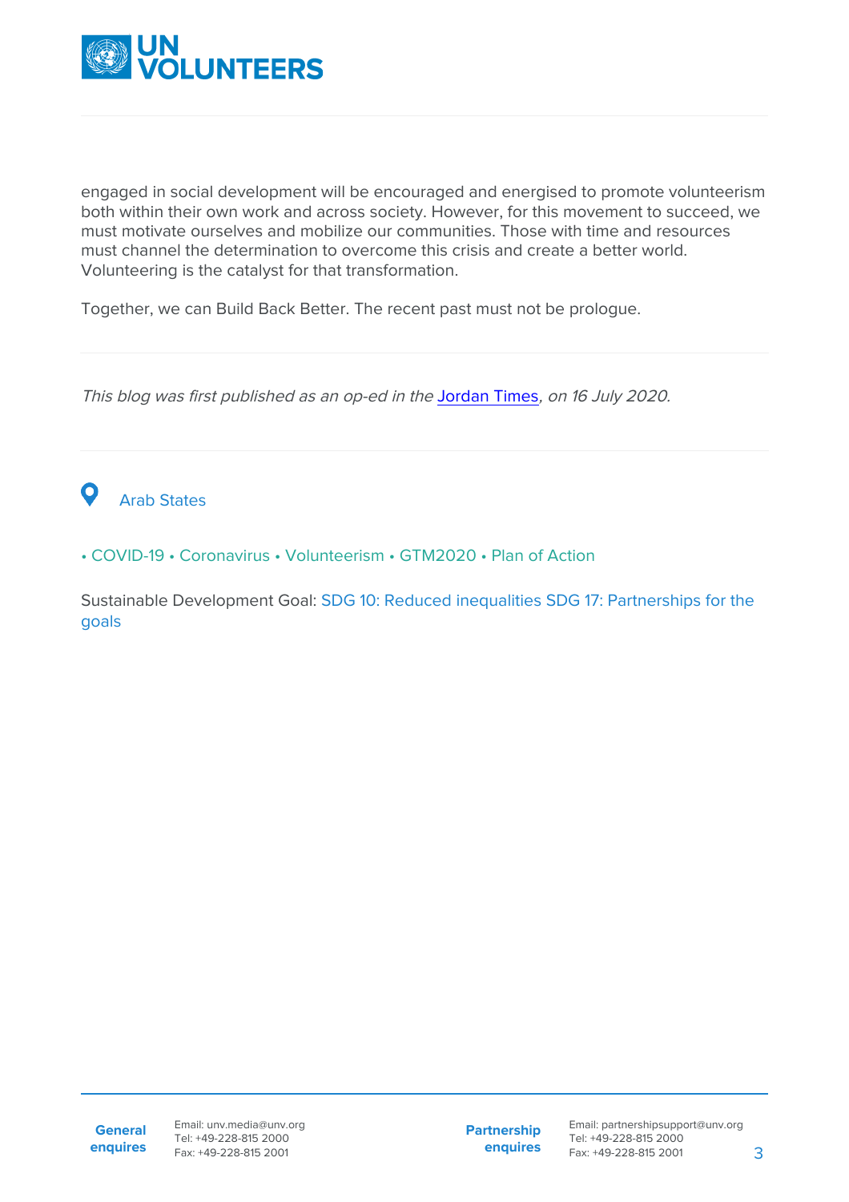engaged in social development will be encouraged and energised to promote volunteerism both within their own work and across society. However, for this movement to succeed, we must motivate ourselves and mobilize our communities. Those with time and resources must channel the determination to overcome this crisis and create a better world. Volunteering is the catalyst for that transformation.

Together, we can Build Back Better. The recent past must not be prologue.

---

*This blog was first published as an op-ed in the* [Jordan Times](), *on 16 July 2020.*

---

Arab States

• COVID-19 • Coronavirus • Volunteerism • GTM2020 • Plan of Action

Sustainable Development Goal: SDG 10: Reduced inequalities SDG 17: Partnerships for the goals

**General enquiries**
Email: unv.media@unv.org
Tel: +49-228-815 2000
Fax: +49-228-815 2001

**Partnership enquires**
Email: partnershipsupport@unv.org
Tel: +49-228-815 2000
Fax: +49-228-815 2001